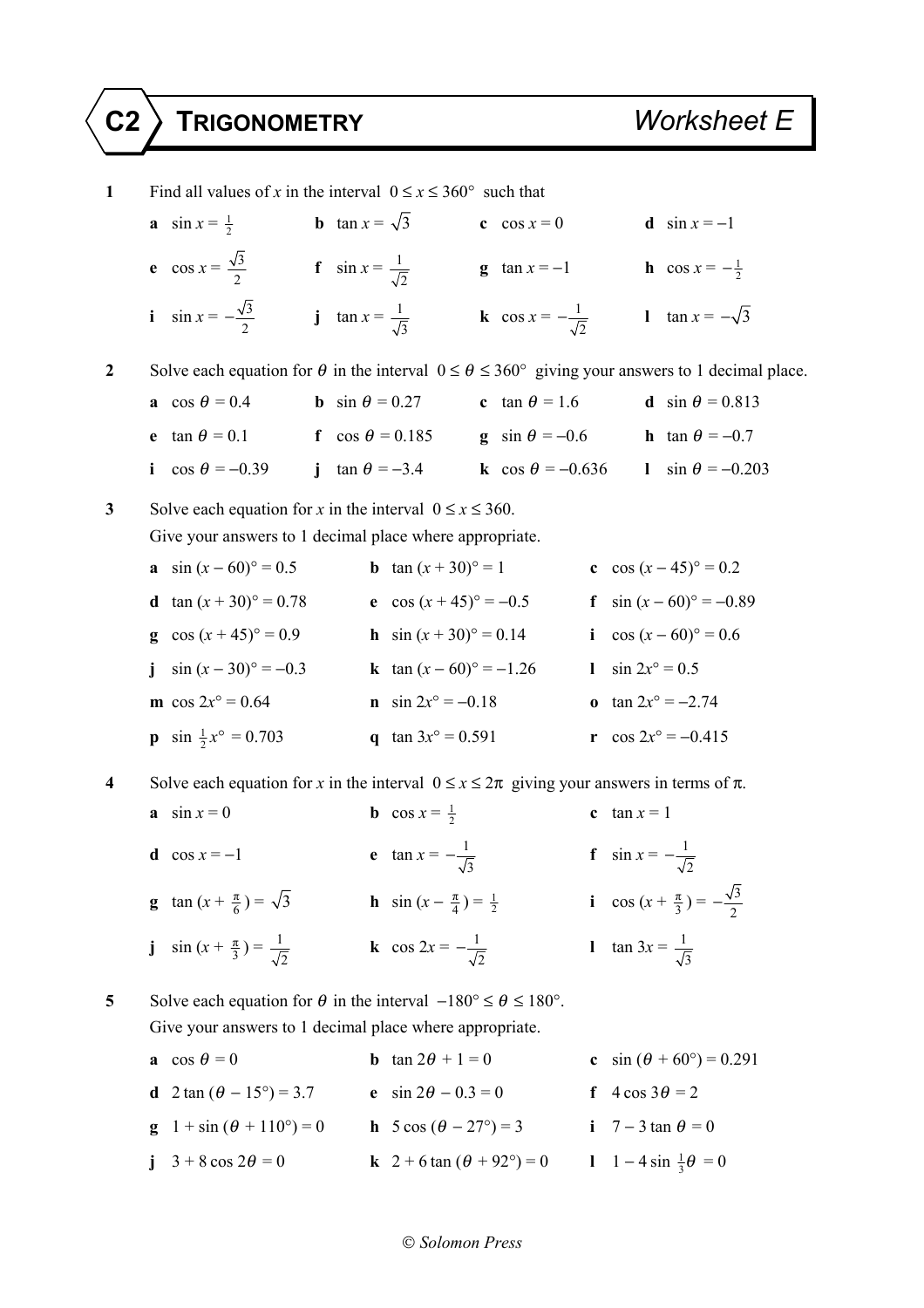# C2 TRIGONOMETRY — Worksheet E

**1** Find all values of $x$ in the interval $0 \le x \le 360°$ such that

**a** $\sin x = \frac{1}{2}$ **b** $\tan x = \sqrt{3}$ **c** $\cos x = 0$ **d** $\sin x = -1$

**e** $\cos x = \frac{\sqrt{3}}{2}$ **f** $\sin x = \frac{1}{\sqrt{2}}$ **g** $\tan x = -1$ **h** $\cos x = -\frac{1}{2}$

**i** $\sin x = -\frac{\sqrt{3}}{2}$ **j** $\tan x = \frac{1}{\sqrt{3}}$ **k** $\cos x = -\frac{1}{\sqrt{2}}$ **l** $\tan x = -\sqrt{3}$

**2** Solve each equation for $\theta$ in the interval $0 \le \theta \le 360°$ giving your answers to 1 decimal place.

**a** $\cos \theta = 0.4$ **b** $\sin \theta = 0.27$ **c** $\tan \theta = 1.6$ **d** $\sin \theta = 0.813$

**e** $\tan \theta = 0.1$ **f** $\cos \theta = 0.185$ **g** $\sin \theta = -0.6$ **h** $\tan \theta = -0.7$

**i** $\cos \theta = -0.39$ **j** $\tan \theta = -3.4$ **k** $\cos \theta = -0.636$ **l** $\sin \theta = -0.203$

**3** Solve each equation for $x$ in the interval $0 \le x \le 360$.
Give your answers to 1 decimal place where appropriate.

**a** $\sin (x - 60)° = 0.5$ **b** $\tan (x + 30)° = 1$ **c** $\cos (x - 45)° = 0.2$

**d** $\tan (x + 30)° = 0.78$ **e** $\cos (x + 45)° = -0.5$ **f** $\sin (x - 60)° = -0.89$

**g** $\cos (x + 45)° = 0.9$ **h** $\sin (x + 30)° = 0.14$ **i** $\cos (x - 60)° = 0.6$

**j** $\sin (x - 30)° = -0.3$ **k** $\tan (x - 60)° = -1.26$ **l** $\sin 2x° = 0.5$

**m** $\cos 2x° = 0.64$ **n** $\sin 2x° = -0.18$ **o** $\tan 2x° = -2.74$

**p** $\sin \frac{1}{2}x° = 0.703$ **q** $\tan 3x° = 0.591$ **r** $\cos 2x° = -0.415$

**4** Solve each equation for $x$ in the interval $0 \le x \le 2\pi$ giving your answers in terms of $\pi$.

**a** $\sin x = 0$ **b** $\cos x = \frac{1}{2}$ **c** $\tan x = 1$

**d** $\cos x = -1$ **e** $\tan x = -\frac{1}{\sqrt{3}}$ **f** $\sin x = -\frac{1}{\sqrt{2}}$

**g** $\tan (x + \frac{\pi}{6}) = \sqrt{3}$ **h** $\sin (x - \frac{\pi}{4}) = \frac{1}{2}$ **i** $\cos (x + \frac{\pi}{3}) = -\frac{\sqrt{3}}{2}$

**j** $\sin (x + \frac{\pi}{3}) = \frac{1}{\sqrt{2}}$ **k** $\cos 2x = -\frac{1}{\sqrt{2}}$ **l** $\tan 3x = \frac{1}{\sqrt{3}}$

**5** Solve each equation for $\theta$ in the interval $-180° \le \theta \le 180°$.
Give your answers to 1 decimal place where appropriate.

**a** $\cos \theta = 0$ **b** $\tan 2\theta + 1 = 0$ **c** $\sin (\theta + 60°) = 0.291$

**d** $2 \tan (\theta - 15°) = 3.7$ **e** $\sin 2\theta - 0.3 = 0$ **f** $4 \cos 3\theta = 2$

**g** $1 + \sin (\theta + 110°) = 0$ **h** $5 \cos (\theta - 27°) = 3$ **i** $7 - 3 \tan \theta = 0$

**j** $3 + 8 \cos 2\theta = 0$ **k** $2 + 6 \tan (\theta + 92°) = 0$ **l** $1 - 4 \sin \frac{1}{3}\theta = 0$

© Solomon Press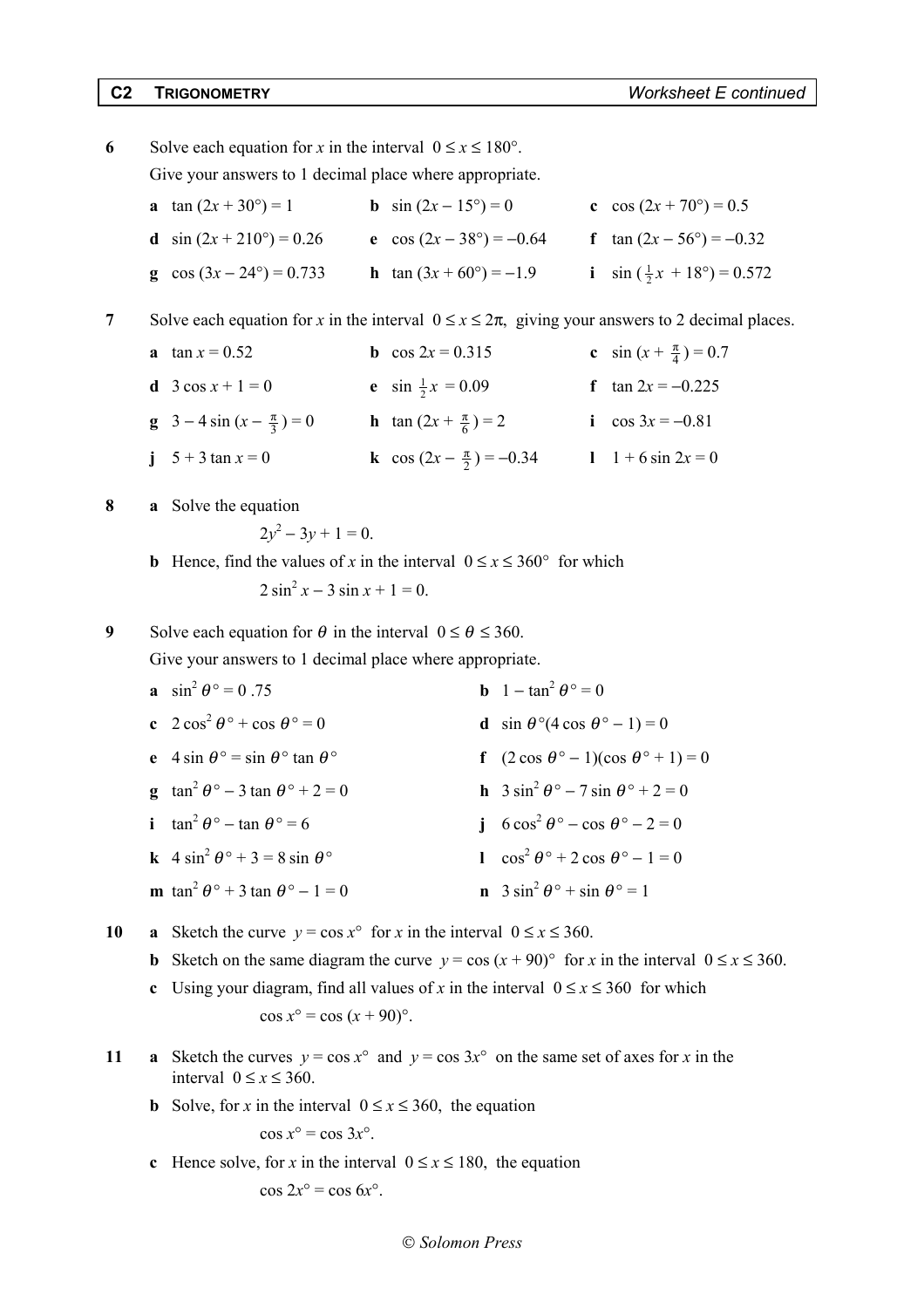**6** Solve each equation for $x$ in the interval $0 \leq x \leq 180°$.
Give your answers to 1 decimal place where appropriate.

**a** $\tan (2x + 30°) = 1$ **b** $\sin (2x - 15°) = 0$ **c** $\cos (2x + 70°) = 0.5$

**d** $\sin (2x + 210°) = 0.26$ **e** $\cos (2x - 38°) = -0.64$ **f** $\tan (2x - 56°) = -0.32$

**g** $\cos (3x - 24°) = 0.733$ **h** $\tan (3x + 60°) = -1.9$ **i** $\sin (\frac{1}{2}x + 18°) = 0.572$

**7** Solve each equation for $x$ in the interval $0 \leq x \leq 2\pi$, giving your answers to 2 decimal places.

**a** $\tan x = 0.52$ **b** $\cos 2x = 0.315$ **c** $\sin (x + \frac{\pi}{4}) = 0.7$

**d** $3 \cos x + 1 = 0$ **e** $\sin \frac{1}{2}x = 0.09$ **f** $\tan 2x = -0.225$

**g** $3 - 4 \sin (x - \frac{\pi}{3}) = 0$ **h** $\tan (2x + \frac{\pi}{6}) = 2$ **i** $\cos 3x = -0.81$

**j** $5 + 3 \tan x = 0$ **k** $\cos (2x - \frac{\pi}{2}) = -0.34$ **l** $1 + 6 \sin 2x = 0$

**8** **a** Solve the equation

$$2y^2 - 3y + 1 = 0.$$

**b** Hence, find the values of $x$ in the interval $0 \leq x \leq 360°$ for which

$$2 \sin^2 x - 3 \sin x + 1 = 0.$$

**9** Solve each equation for $\theta$ in the interval $0 \leq \theta \leq 360$.
Give your answers to 1 decimal place where appropriate.

**a** $\sin^2 \theta° = 0 .75$ **b** $1 - \tan^2 \theta° = 0$

**c** $2 \cos^2 \theta° + \cos \theta° = 0$ **d** $\sin \theta°(4 \cos \theta° - 1) = 0$

**e** $4 \sin \theta° = \sin \theta° \tan \theta°$ **f** $(2 \cos \theta° - 1)(\cos \theta° + 1) = 0$

**g** $\tan^2 \theta° - 3 \tan \theta° + 2 = 0$ **h** $3 \sin^2 \theta° - 7 \sin \theta° + 2 = 0$

**i** $\tan^2 \theta° - \tan \theta° = 6$ **j** $6 \cos^2 \theta° - \cos \theta° - 2 = 0$

**k** $4 \sin^2 \theta° + 3 = 8 \sin \theta°$ **l** $\cos^2 \theta° + 2 \cos \theta° - 1 = 0$

**m** $\tan^2 \theta° + 3 \tan \theta° - 1 = 0$ **n** $3 \sin^2 \theta° + \sin \theta° = 1$

**10** **a** Sketch the curve $y = \cos x°$ for $x$ in the interval $0 \leq x \leq 360$.

**b** Sketch on the same diagram the curve $y = \cos (x + 90)°$ for $x$ in the interval $0 \leq x \leq 360$.

**c** Using your diagram, find all values of $x$ in the interval $0 \leq x \leq 360$ for which

$$\cos x° = \cos (x + 90)°.$$

**11** **a** Sketch the curves $y = \cos x°$ and $y = \cos 3x°$ on the same set of axes for $x$ in the interval $0 \leq x \leq 360$.

**b** Solve, for $x$ in the interval $0 \leq x \leq 360$, the equation

$$\cos x° = \cos 3x°.$$

**c** Hence solve, for $x$ in the interval $0 \leq x \leq 180$, the equation

$$\cos 2x° = \cos 6x°.$$